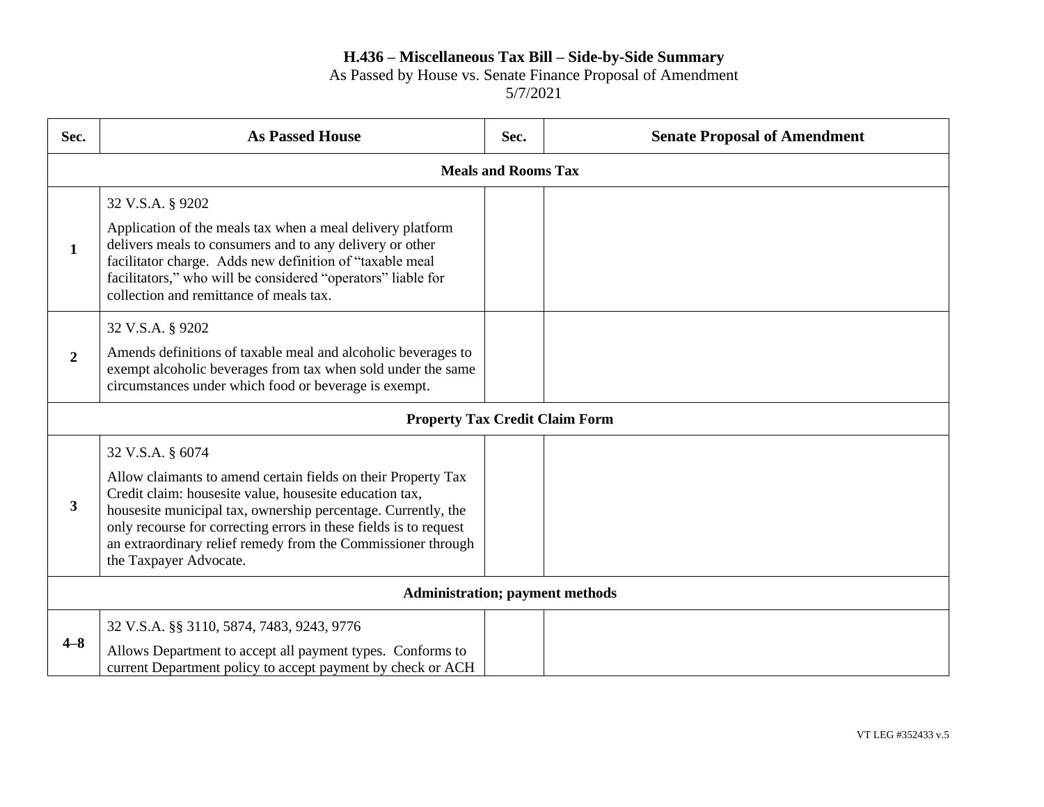# H.436 – Miscellaneous Tax Bill – Side-by-Side Summary

As Passed by House vs. Senate Finance Proposal of Amendment

5/7/2021

| Sec. | As Passed House | Sec. | Senate Proposal of Amendment |
|---|---|---|---|
| **Meals and Rooms Tax** | | | |
| **1** | 32 V.S.A. § 9202<br><br>Application of the meals tax when a meal delivery platform delivers meals to consumers and to any delivery or other facilitator charge. Adds new definition of "taxable meal facilitators," who will be considered "operators" liable for collection and remittance of meals tax. | | |
| **2** | 32 V.S.A. § 9202<br><br>Amends definitions of taxable meal and alcoholic beverages to exempt alcoholic beverages from tax when sold under the same circumstances under which food or beverage is exempt. | | |
| **Property Tax Credit Claim Form** | | | |
| **3** | 32 V.S.A. § 6074<br><br>Allow claimants to amend certain fields on their Property Tax Credit claim: housesite value, housesite education tax, housesite municipal tax, ownership percentage. Currently, the only recourse for correcting errors in these fields is to request an extraordinary relief remedy from the Commissioner through the Taxpayer Advocate. | | |
| **Administration; payment methods** | | | |
| **4–8** | 32 V.S.A. §§ 3110, 5874, 7483, 9243, 9776<br><br>Allows Department to accept all payment types. Conforms to current Department policy to accept payment by check or ACH | | |

VT LEG #352433 v.5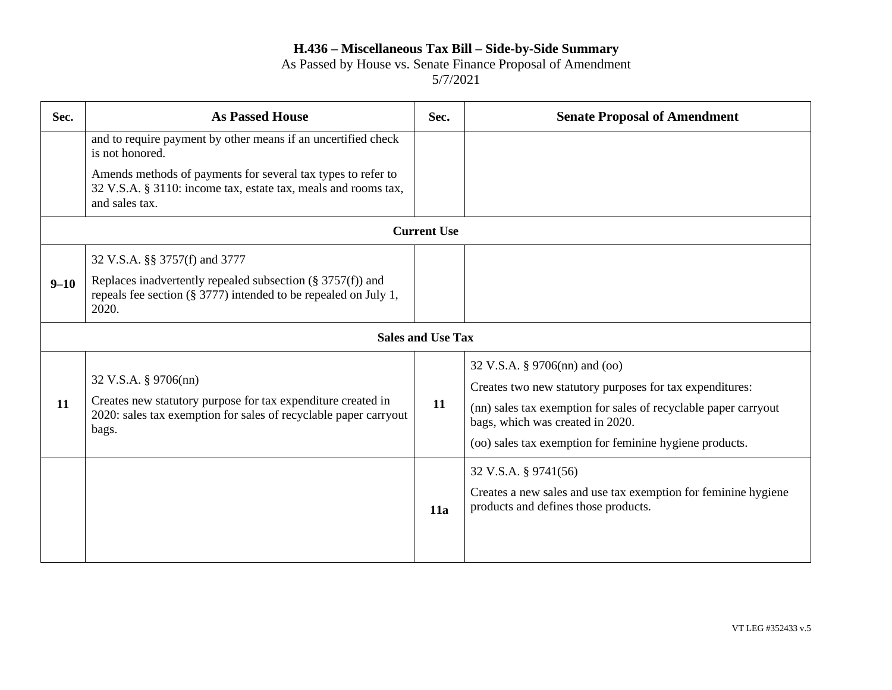# H.436 – Miscellaneous Tax Bill – Side-by-Side Summary

As Passed by House vs. Senate Finance Proposal of Amendment
5/7/2021

| Sec. | As Passed House | Sec. | Senate Proposal of Amendment |
|---|---|---|---|
| | and to require payment by other means if an uncertified check is not honored.<br><br>Amends methods of payments for several tax types to refer to 32 V.S.A. § 3110: income tax, estate tax, meals and rooms tax, and sales tax. | | |
| **Current Use** | | | |
| **9–10** | 32 V.S.A. §§ 3757(f) and 3777<br><br>Replaces inadvertently repealed subsection (§ 3757(f)) and repeals fee section (§ 3777) intended to be repealed on July 1, 2020. | | |
| **Sales and Use Tax** | | | |
| **11** | 32 V.S.A. § 9706(nn)<br><br>Creates new statutory purpose for tax expenditure created in 2020: sales tax exemption for sales of recyclable paper carryout bags. | **11** | 32 V.S.A. § 9706(nn) and (oo)<br><br>Creates two new statutory purposes for tax expenditures:<br><br>(nn) sales tax exemption for sales of recyclable paper carryout bags, which was created in 2020.<br><br>(oo) sales tax exemption for feminine hygiene products. |
| | | **11a** | 32 V.S.A. § 9741(56)<br><br>Creates a new sales and use tax exemption for feminine hygiene products and defines those products. |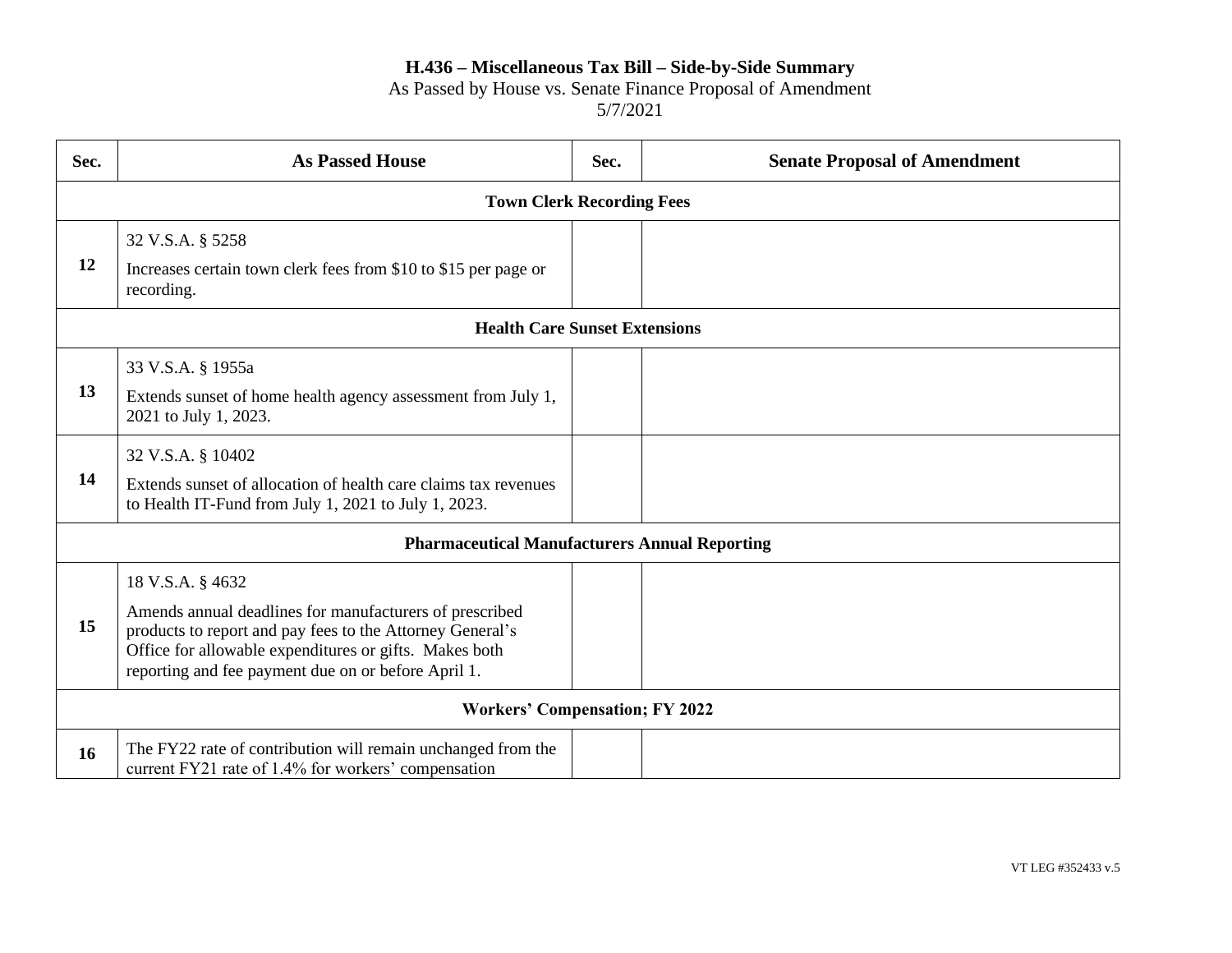**H.436 – Miscellaneous Tax Bill – Side-by-Side Summary**
As Passed by House vs. Senate Finance Proposal of Amendment
5/7/2021

| Sec. | As Passed House | Sec. | Senate Proposal of Amendment |
|---|---|---|---|
| **Town Clerk Recording Fees** | | | |
| **12** | 32 V.S.A. § 5258<br>Increases certain town clerk fees from $10 to $15 per page or recording. | | |
| **Health Care Sunset Extensions** | | | |
| **13** | 33 V.S.A. § 1955a<br>Extends sunset of home health agency assessment from July 1, 2021 to July 1, 2023. | | |
| **14** | 32 V.S.A. § 10402<br>Extends sunset of allocation of health care claims tax revenues to Health IT-Fund from July 1, 2021 to July 1, 2023. | | |
| **Pharmaceutical Manufacturers Annual Reporting** | | | |
| **15** | 18 V.S.A. § 4632<br>Amends annual deadlines for manufacturers of prescribed products to report and pay fees to the Attorney General's Office for allowable expenditures or gifts. Makes both reporting and fee payment due on or before April 1. | | |
| **Workers' Compensation; FY 2022** | | | |
| **16** | The FY22 rate of contribution will remain unchanged from the current FY21 rate of 1.4% for workers' compensation | | |

VT LEG #352433 v.5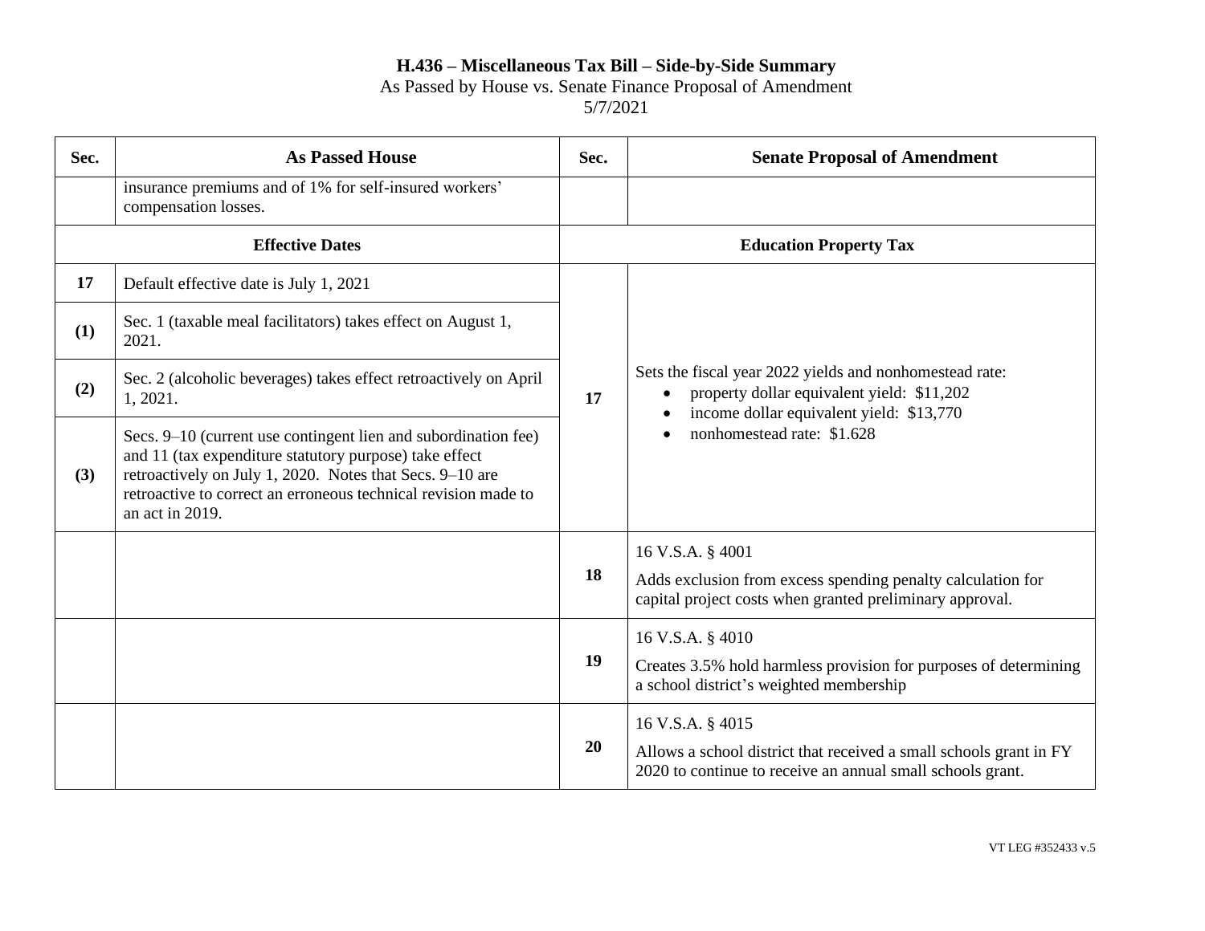# H.436 – Miscellaneous Tax Bill – Side-by-Side Summary

As Passed by House vs. Senate Finance Proposal of Amendment

5/7/2021

| Sec. | As Passed House | Sec. | Senate Proposal of Amendment |
|---|---|---|---|
| | insurance premiums and of 1% for self-insured workers' compensation losses. | | |
| | **Effective Dates** | | **Education Property Tax** |
| **17** | Default effective date is July 1, 2021 | **17** | Sets the fiscal year 2022 yields and nonhomestead rate:<br>• property dollar equivalent yield: $11,202<br>• income dollar equivalent yield: $13,770<br>• nonhomestead rate: $1.628 |
| **(1)** | Sec. 1 (taxable meal facilitators) takes effect on August 1, 2021. | | |
| **(2)** | Sec. 2 (alcoholic beverages) takes effect retroactively on April 1, 2021. | | |
| **(3)** | Secs. 9–10 (current use contingent lien and subordination fee) and 11 (tax expenditure statutory purpose) take effect retroactively on July 1, 2020. Notes that Secs. 9–10 are retroactive to correct an erroneous technical revision made to an act in 2019. | | |
| | | **18** | 16 V.S.A. § 4001<br>Adds exclusion from excess spending penalty calculation for capital project costs when granted preliminary approval. |
| | | **19** | 16 V.S.A. § 4010<br>Creates 3.5% hold harmless provision for purposes of determining a school district's weighted membership |
| | | **20** | 16 V.S.A. § 4015<br>Allows a school district that received a small schools grant in FY 2020 to continue to receive an annual small schools grant. |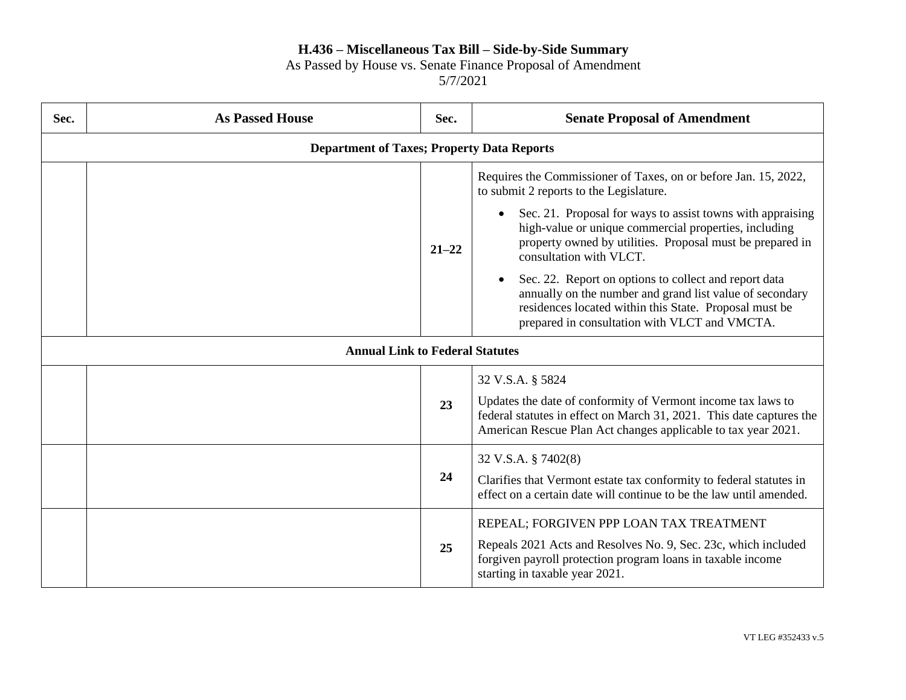**H.436 – Miscellaneous Tax Bill – Side-by-Side Summary**
As Passed by House vs. Senate Finance Proposal of Amendment
5/7/2021

| Sec. | As Passed House | Sec. | Senate Proposal of Amendment |
|---|---|---|---|
| **Department of Taxes; Property Data Reports** | | | |
| | | **21–22** | Requires the Commissioner of Taxes, on or before Jan. 15, 2022, to submit 2 reports to the Legislature.<br>• Sec. 21. Proposal for ways to assist towns with appraising high-value or unique commercial properties, including property owned by utilities. Proposal must be prepared in consultation with VLCT.<br>• Sec. 22. Report on options to collect and report data annually on the number and grand list value of secondary residences located within this State. Proposal must be prepared in consultation with VLCT and VMCTA. |
| **Annual Link to Federal Statutes** | | | |
| | | **23** | 32 V.S.A. § 5824<br>Updates the date of conformity of Vermont income tax laws to federal statutes in effect on March 31, 2021. This date captures the American Rescue Plan Act changes applicable to tax year 2021. |
| | | **24** | 32 V.S.A. § 7402(8)<br>Clarifies that Vermont estate tax conformity to federal statutes in effect on a certain date will continue to be the law until amended. |
| | | **25** | REPEAL; FORGIVEN PPP LOAN TAX TREATMENT<br>Repeals 2021 Acts and Resolves No. 9, Sec. 23c, which included forgiven payroll protection program loans in taxable income starting in taxable year 2021. |

VT LEG #352433 v.5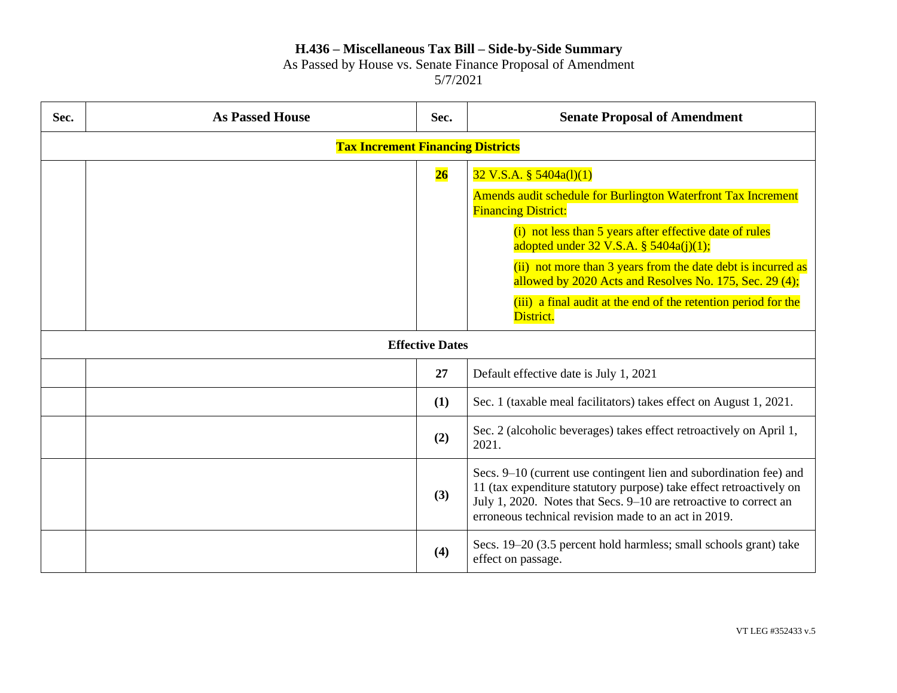**H.436 – Miscellaneous Tax Bill – Side-by-Side Summary**
As Passed by House vs. Senate Finance Proposal of Amendment
5/7/2021

| Sec. | As Passed House | Sec. | Senate Proposal of Amendment |
|---|---|---|---|
| **Tax Increment Financing Districts** | | | |
| | | **26** | 32 V.S.A. § 5404a(l)(1)<br><br>Amends audit schedule for Burlington Waterfront Tax Increment Financing District:<br><br>(i) not less than 5 years after effective date of rules adopted under 32 V.S.A. § 5404a(j)(1);<br><br>(ii) not more than 3 years from the date debt is incurred as allowed by 2020 Acts and Resolves No. 175, Sec. 29 (4);<br><br>(iii) a final audit at the end of the retention period for the District. |
| **Effective Dates** | | | |
| | | **27** | Default effective date is July 1, 2021 |
| | | **(1)** | Sec. 1 (taxable meal facilitators) takes effect on August 1, 2021. |
| | | **(2)** | Sec. 2 (alcoholic beverages) takes effect retroactively on April 1, 2021. |
| | | **(3)** | Secs. 9–10 (current use contingent lien and subordination fee) and 11 (tax expenditure statutory purpose) take effect retroactively on July 1, 2020. Notes that Secs. 9–10 are retroactive to correct an erroneous technical revision made to an act in 2019. |
| | | **(4)** | Secs. 19–20 (3.5 percent hold harmless; small schools grant) take effect on passage. |

VT LEG #352433 v.5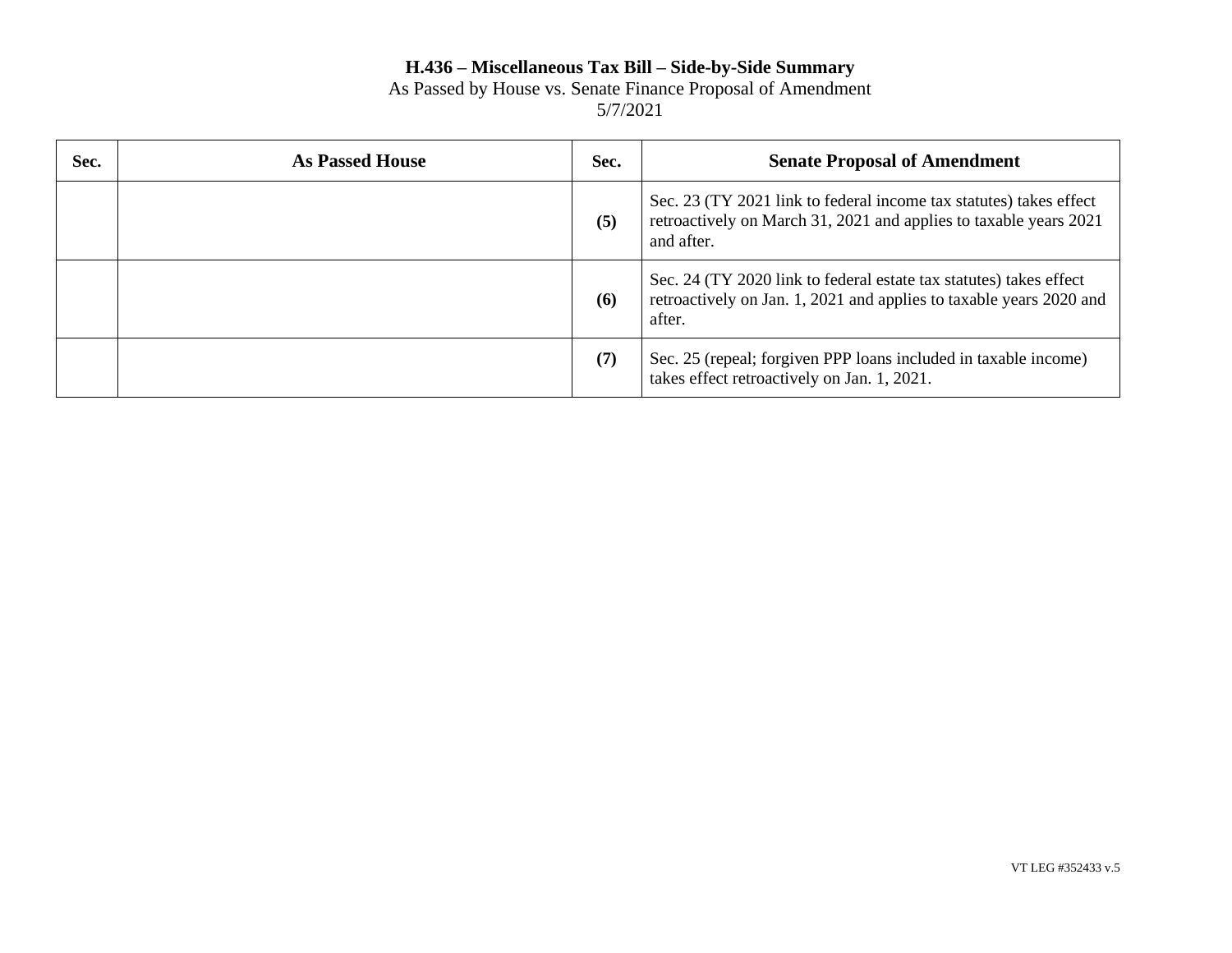**H.436 – Miscellaneous Tax Bill – Side-by-Side Summary**
As Passed by House vs. Senate Finance Proposal of Amendment
5/7/2021

| Sec. | As Passed House | Sec. | Senate Proposal of Amendment |
|---|---|---|---|
| | | **(5)** | Sec. 23 (TY 2021 link to federal income tax statutes) takes effect retroactively on March 31, 2021 and applies to taxable years 2021 and after. |
| | | **(6)** | Sec. 24 (TY 2020 link to federal estate tax statutes) takes effect retroactively on Jan. 1, 2021 and applies to taxable years 2020 and after. |
| | | **(7)** | Sec. 25 (repeal; forgiven PPP loans included in taxable income) takes effect retroactively on Jan. 1, 2021. |

VT LEG #352433 v.5